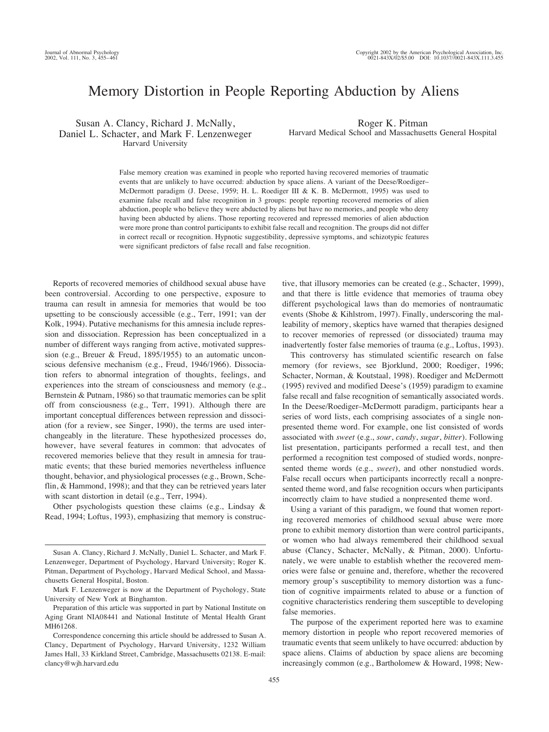# Memory Distortion in People Reporting Abduction by Aliens

Susan A. Clancy, Richard J. McNally, Daniel L. Schacter, and Mark F. Lenzenweger
Harvard University

Roger K. Pitman
Harvard Medical School and Massachusetts General Hospital

False memory creation was examined in people who reported having recovered memories of traumatic events that are unlikely to have occurred: abduction by space aliens. A variant of the Deese/Roediger–McDermott paradigm (J. Deese, 1959; H. L. Roediger III & K. B. McDermott, 1995) was used to examine false recall and false recognition in 3 groups: people reporting recovered memories of alien abduction, people who believe they were abducted by aliens but have no memories, and people who deny having been abducted by aliens. Those reporting recovered and repressed memories of alien abduction were more prone than control participants to exhibit false recall and recognition. The groups did not differ in correct recall or recognition. Hypnotic suggestibility, depressive symptoms, and schizotypic features were significant predictors of false recall and false recognition.

Reports of recovered memories of childhood sexual abuse have been controversial. According to one perspective, exposure to trauma can result in amnesia for memories that would be too upsetting to be consciously accessible (e.g., Terr, 1991; van der Kolk, 1994). Putative mechanisms for this amnesia include repression and dissociation. Repression has been conceptualized in a number of different ways ranging from active, motivated suppression (e.g., Breuer & Freud, 1895/1955) to an automatic unconscious defensive mechanism (e.g., Freud, 1946/1966). Dissociation refers to abnormal integration of thoughts, feelings, and experiences into the stream of consciousness and memory (e.g., Bernstein & Putnam, 1986) so that traumatic memories can be split off from consciousness (e.g., Terr, 1991). Although there are important conceptual differences between repression and dissociation (for a review, see Singer, 1990), the terms are used interchangeably in the literature. These hypothesized processes do, however, have several features in common: that advocates of recovered memories believe that they result in amnesia for traumatic events; that these buried memories nevertheless influence thought, behavior, and physiological processes (e.g., Brown, Scheflin, & Hammond, 1998); and that they can be retrieved years later with scant distortion in detail (e.g., Terr, 1994).

Other psychologists question these claims (e.g., Lindsay & Read, 1994; Loftus, 1993), emphasizing that memory is constructive, that illusory memories can be created (e.g., Schacter, 1999), and that there is little evidence that memories of trauma obey different psychological laws than do memories of nontraumatic events (Shobe & Kihlstrom, 1997). Finally, underscoring the malleability of memory, skeptics have warned that therapies designed to recover memories of repressed (or dissociated) trauma may inadvertently foster false memories of trauma (e.g., Loftus, 1993).

This controversy has stimulated scientific research on false memory (for reviews, see Bjorklund, 2000; Roediger, 1996; Schacter, Norman, & Koutstaal, 1998). Roediger and McDermott (1995) revived and modified Deese's (1959) paradigm to examine false recall and false recognition of semantically associated words. In the Deese/Roediger–McDermott paradigm, participants hear a series of word lists, each comprising associates of a single nonpresented theme word. For example, one list consisted of words associated with *sweet* (e.g., *sour*, *candy*, *sugar*, *bitter*). Following list presentation, participants performed a recall test, and then performed a recognition test composed of studied words, nonpresented theme words (e.g., *sweet*), and other nonstudied words. False recall occurs when participants incorrectly recall a nonpresented theme word, and false recognition occurs when participants incorrectly claim to have studied a nonpresented theme word.

Using a variant of this paradigm, we found that women reporting recovered memories of childhood sexual abuse were more prone to exhibit memory distortion than were control participants, or women who had always remembered their childhood sexual abuse (Clancy, Schacter, McNally, & Pitman, 2000). Unfortunately, we were unable to establish whether the recovered memories were false or genuine and, therefore, whether the recovered memory group's susceptibility to memory distortion was a function of cognitive impairments related to abuse or a function of cognitive characteristics rendering them susceptible to developing false memories.

The purpose of the experiment reported here was to examine memory distortion in people who report recovered memories of traumatic events that seem unlikely to have occurred: abduction by space aliens. Claims of abduction by space aliens are becoming increasingly common (e.g., Bartholomew & Howard, 1998; New-

Susan A. Clancy, Richard J. McNally, Daniel L. Schacter, and Mark F. Lenzenweger, Department of Psychology, Harvard University; Roger K. Pitman, Department of Psychology, Harvard Medical School, and Massachusetts General Hospital, Boston.

Mark F. Lenzenweger is now at the Department of Psychology, State University of New York at Binghamton.

Preparation of this article was supported in part by National Institute on Aging Grant NIA08441 and National Institute of Mental Health Grant MH61268.

Correspondence concerning this article should be addressed to Susan A. Clancy, Department of Psychology, Harvard University, 1232 William James Hall, 33 Kirkland Street, Cambridge, Massachusetts 02138. E-mail: clancy@wjh.harvard.edu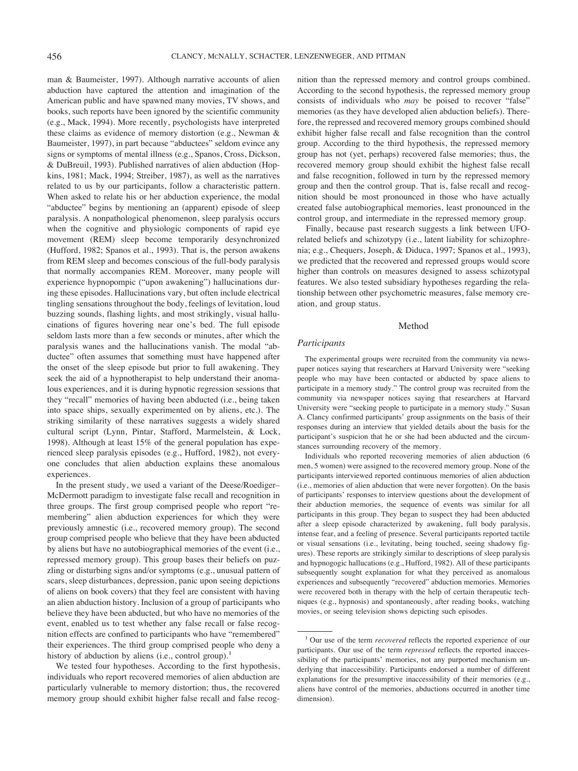man & Baumeister, 1997). Although narrative accounts of alien abduction have captured the attention and imagination of the American public and have spawned many movies, TV shows, and books, such reports have been ignored by the scientific community (e.g., Mack, 1994). More recently, psychologists have interpreted these claims as evidence of memory distortion (e.g., Newman & Baumeister, 1997), in part because "abductees" seldom evince any signs or symptoms of mental illness (e.g., Spanos, Cross, Dickson, & DuBreuil, 1993). Published narratives of alien abduction (Hopkins, 1981; Mack, 1994; Streiber, 1987), as well as the narratives related to us by our participants, follow a characteristic pattern. When asked to relate his or her abduction experience, the modal "abductee" begins by mentioning an (apparent) episode of sleep paralysis. A nonpathological phenomenon, sleep paralysis occurs when the cognitive and physiologic components of rapid eye movement (REM) sleep become temporarily desynchronized (Hufford, 1982; Spanos et al., 1993). That is, the person awakens from REM sleep and becomes conscious of the full-body paralysis that normally accompanies REM. Moreover, many people will experience hypnopompic ("upon awakening") hallucinations during these episodes. Hallucinations vary, but often include electrical tingling sensations throughout the body, feelings of levitation, loud buzzing sounds, flashing lights, and most strikingly, visual hallucinations of figures hovering near one's bed. The full episode seldom lasts more than a few seconds or minutes, after which the paralysis wanes and the hallucinations vanish. The modal "abductee" often assumes that something must have happened after the onset of the sleep episode but prior to full awakening. They seek the aid of a hypnotherapist to help understand their anomalous experiences, and it is during hypnotic regression sessions that they "recall" memories of having been abducted (i.e., being taken into space ships, sexually experimented on by aliens, etc.). The striking similarity of these narratives suggests a widely shared cultural script (Lynn, Pintar, Stafford, Marmelstein, & Lock, 1998). Although at least 15% of the general population has experienced sleep paralysis episodes (e.g., Hufford, 1982), not everyone concludes that alien abduction explains these anomalous experiences.

In the present study, we used a variant of the Deese/Roediger–McDermott paradigm to investigate false recall and recognition in three groups. The first group comprised people who report "remembering" alien abduction experiences for which they were previously amnestic (i.e., recovered memory group). The second group comprised people who believe that they have been abducted by aliens but have no autobiographical memories of the event (i.e., repressed memory group). This group bases their beliefs on puzzling or disturbing signs and/or symptoms (e.g., unusual pattern of scars, sleep disturbances, depression, panic upon seeing depictions of aliens on book covers) that they feel are consistent with having an alien abduction history. Inclusion of a group of participants who believe they have been abducted, but who have no memories of the event, enabled us to test whether any false recall or false recognition effects are confined to participants who have "remembered" their experiences. The third group comprised people who deny a history of abduction by aliens (i.e., control group).[1]

We tested four hypotheses. According to the first hypothesis, individuals who report recovered memories of alien abduction are particularly vulnerable to memory distortion; thus, the recovered memory group should exhibit higher false recall and false recognition than the repressed memory and control groups combined. According to the second hypothesis, the repressed memory group consists of individuals who *may* be poised to recover "false" memories (as they have developed alien abduction beliefs). Therefore, the repressed and recovered memory groups combined should exhibit higher false recall and false recognition than the control group. According to the third hypothesis, the repressed memory group has not (yet, perhaps) recovered false memories; thus, the recovered memory group should exhibit the highest false recall and false recognition, followed in turn by the repressed memory group and then the control group. That is, false recall and recognition should be most pronounced in those who have actually created false autobiographical memories, least pronounced in the control group, and intermediate in the repressed memory group.

Finally, because past research suggests a link between UFO-related beliefs and schizotypy (i.e., latent liability for schizophrenia; e.g., Chequers, Joseph, & Diduca, 1997; Spanos et al., 1993), we predicted that the recovered and repressed groups would score higher than controls on measures designed to assess schizotypal features. We also tested subsidiary hypotheses regarding the relationship between other psychometric measures, false memory creation, and group status.

## Method

### *Participants*

The experimental groups were recruited from the community via newspaper notices saying that researchers at Harvard University were "seeking people who may have been contacted or abducted by space aliens to participate in a memory study." The control group was recruited from the community via newspaper notices saying that researchers at Harvard University were "seeking people to participate in a memory study." Susan A. Clancy confirmed participants' group assignments on the basis of their responses during an interview that yielded details about the basis for the participant's suspicion that he or she had been abducted and the circumstances surrounding recovery of the memory.

Individuals who reported recovering memories of alien abduction (6 men, 5 women) were assigned to the recovered memory group. None of the participants interviewed reported continuous memories of alien abduction (i.e., memories of alien abduction that were never forgotten). On the basis of participants' responses to interview questions about the development of their abduction memories, the sequence of events was similar for all participants in this group. They began to suspect they had been abducted after a sleep episode characterized by awakening, full body paralysis, intense fear, and a feeling of presence. Several participants reported tactile or visual sensations (i.e., levitating, being touched, seeing shadowy figures). These reports are strikingly similar to descriptions of sleep paralysis and hypnogogic hallucinations (e.g., Hufford, 1982). All of these participants subsequently sought explanation for what they perceived as anomalous experiences and subsequently "recovered" abduction memories. Memories were recovered both in therapy with the help of certain therapeutic techniques (e.g., hypnosis) and spontaneously, after reading books, watching movies, or seeing television shows depicting such episodes.

[1] Our use of the term *recovered* reflects the reported experience of our participants. Our use of the term *repressed* reflects the reported inaccessibility of the participants' memories, not any purported mechanism underlying that inaccessibility. Participants endorsed a number of different explanations for the presumptive inaccessibility of their memories (e.g., aliens have control of the memories, abductions occurred in another time dimension).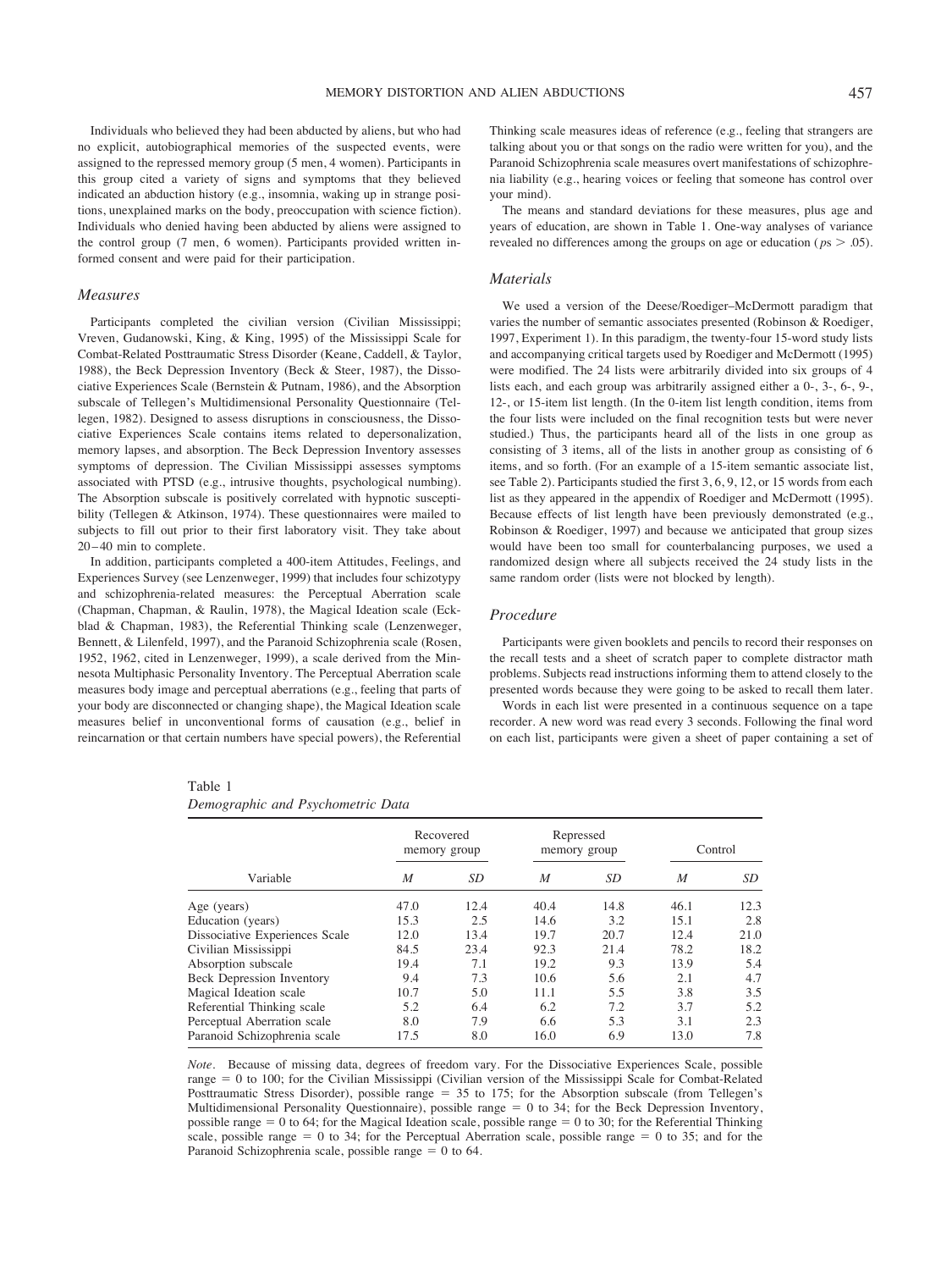Individuals who believed they had been abducted by aliens, but who had no explicit, autobiographical memories of the suspected events, were assigned to the repressed memory group (5 men, 4 women). Participants in this group cited a variety of signs and symptoms that they believed indicated an abduction history (e.g., insomnia, waking up in strange positions, unexplained marks on the body, preoccupation with science fiction). Individuals who denied having been abducted by aliens were assigned to the control group (7 men, 6 women). Participants provided written informed consent and were paid for their participation.

### Measures

Participants completed the civilian version (Civilian Mississippi; Vreven, Gudanowski, King, & King, 1995) of the Mississippi Scale for Combat-Related Posttraumatic Stress Disorder (Keane, Caddell, & Taylor, 1988), the Beck Depression Inventory (Beck & Steer, 1987), the Dissociative Experiences Scale (Bernstein & Putnam, 1986), and the Absorption subscale of Tellegen's Multidimensional Personality Questionnaire (Tellegen, 1982). Designed to assess disruptions in consciousness, the Dissociative Experiences Scale contains items related to depersonalization, memory lapses, and absorption. The Beck Depression Inventory assesses symptoms of depression. The Civilian Mississippi assesses symptoms associated with PTSD (e.g., intrusive thoughts, psychological numbing). The Absorption subscale is positively correlated with hypnotic susceptibility (Tellegen & Atkinson, 1974). These questionnaires were mailed to subjects to fill out prior to their first laboratory visit. They take about 20–40 min to complete.

In addition, participants completed a 400-item Attitudes, Feelings, and Experiences Survey (see Lenzenweger, 1999) that includes four schizotypy and schizophrenia-related measures: the Perceptual Aberration scale (Chapman, Chapman, & Raulin, 1978), the Magical Ideation scale (Eckblad & Chapman, 1983), the Referential Thinking scale (Lenzenweger, Bennett, & Lilenfeld, 1997), and the Paranoid Schizophrenia scale (Rosen, 1952, 1962, cited in Lenzenweger, 1999), a scale derived from the Minnesota Multiphasic Personality Inventory. The Perceptual Aberration scale measures body image and perceptual aberrations (e.g., feeling that parts of your body are disconnected or changing shape), the Magical Ideation scale measures belief in unconventional forms of causation (e.g., belief in reincarnation or that certain numbers have special powers), the Referential Thinking scale measures ideas of reference (e.g., feeling that strangers are talking about you or that songs on the radio were written for you), and the Paranoid Schizophrenia scale measures overt manifestations of schizophrenia liability (e.g., hearing voices or feeling that someone has control over your mind).

The means and standard deviations for these measures, plus age and years of education, are shown in Table 1. One-way analyses of variance revealed no differences among the groups on age or education ($ps > .05$).

### Materials

We used a version of the Deese/Roediger–McDermott paradigm that varies the number of semantic associates presented (Robinson & Roediger, 1997, Experiment 1). In this paradigm, the twenty-four 15-word study lists and accompanying critical targets used by Roediger and McDermott (1995) were modified. The 24 lists were arbitrarily divided into six groups of 4 lists each, and each group was arbitrarily assigned either a 0-, 3-, 6-, 9-, 12-, or 15-item list length. (In the 0-item list length condition, items from the four lists were included on the final recognition tests but were never studied.) Thus, the participants heard all of the lists in one group as consisting of 3 items, all of the lists in another group as consisting of 6 items, and so forth. (For an example of a 15-item semantic associate list, see Table 2). Participants studied the first 3, 6, 9, 12, or 15 words from each list as they appeared in the appendix of Roediger and McDermott (1995). Because effects of list length have been previously demonstrated (e.g., Robinson & Roediger, 1997) and because we anticipated that group sizes would have been too small for counterbalancing purposes, we used a randomized design where all subjects received the 24 study lists in the same random order (lists were not blocked by length).

### Procedure

Participants were given booklets and pencils to record their responses on the recall tests and a sheet of scratch paper to complete distractor math problems. Subjects read instructions informing them to attend closely to the presented words because they were going to be asked to recall them later.

Words in each list were presented in a continuous sequence on a tape recorder. A new word was read every 3 seconds. Following the final word on each list, participants were given a sheet of paper containing a set of

Table 1
*Demographic and Psychometric Data*

| Variable | Recovered memory group | | Repressed memory group | | Control | |
|---|---|---|---|---|---|---|
| | *M* | *SD* | *M* | *SD* | *M* | *SD* |
| Age (years) | 47.0 | 12.4 | 40.4 | 14.8 | 46.1 | 12.3 |
| Education (years) | 15.3 | 2.5 | 14.6 | 3.2 | 15.1 | 2.8 |
| Dissociative Experiences Scale | 12.0 | 13.4 | 19.7 | 20.7 | 12.4 | 21.0 |
| Civilian Mississippi | 84.5 | 23.4 | 92.3 | 21.4 | 78.2 | 18.2 |
| Absorption subscale | 19.4 | 7.1 | 19.2 | 9.3 | 13.9 | 5.4 |
| Beck Depression Inventory | 9.4 | 7.3 | 10.6 | 5.6 | 2.1 | 4.7 |
| Magical Ideation scale | 10.7 | 5.0 | 11.1 | 5.5 | 3.8 | 3.5 |
| Referential Thinking scale | 5.2 | 6.4 | 6.2 | 7.2 | 3.7 | 5.2 |
| Perceptual Aberration scale | 8.0 | 7.9 | 6.6 | 5.3 | 3.1 | 2.3 |
| Paranoid Schizophrenia scale | 17.5 | 8.0 | 16.0 | 6.9 | 13.0 | 7.8 |

*Note*. Because of missing data, degrees of freedom vary. For the Dissociative Experiences Scale, possible range = 0 to 100; for the Civilian Mississippi (Civilian version of the Mississippi Scale for Combat-Related Posttraumatic Stress Disorder), possible range = 35 to 175; for the Absorption subscale (from Tellegen's Multidimensional Personality Questionnaire), possible range = 0 to 34; for the Beck Depression Inventory, possible range = 0 to 64; for the Magical Ideation scale, possible range = 0 to 30; for the Referential Thinking scale, possible range = 0 to 34; for the Perceptual Aberration scale, possible range = 0 to 35; and for the Paranoid Schizophrenia scale, possible range = 0 to 64.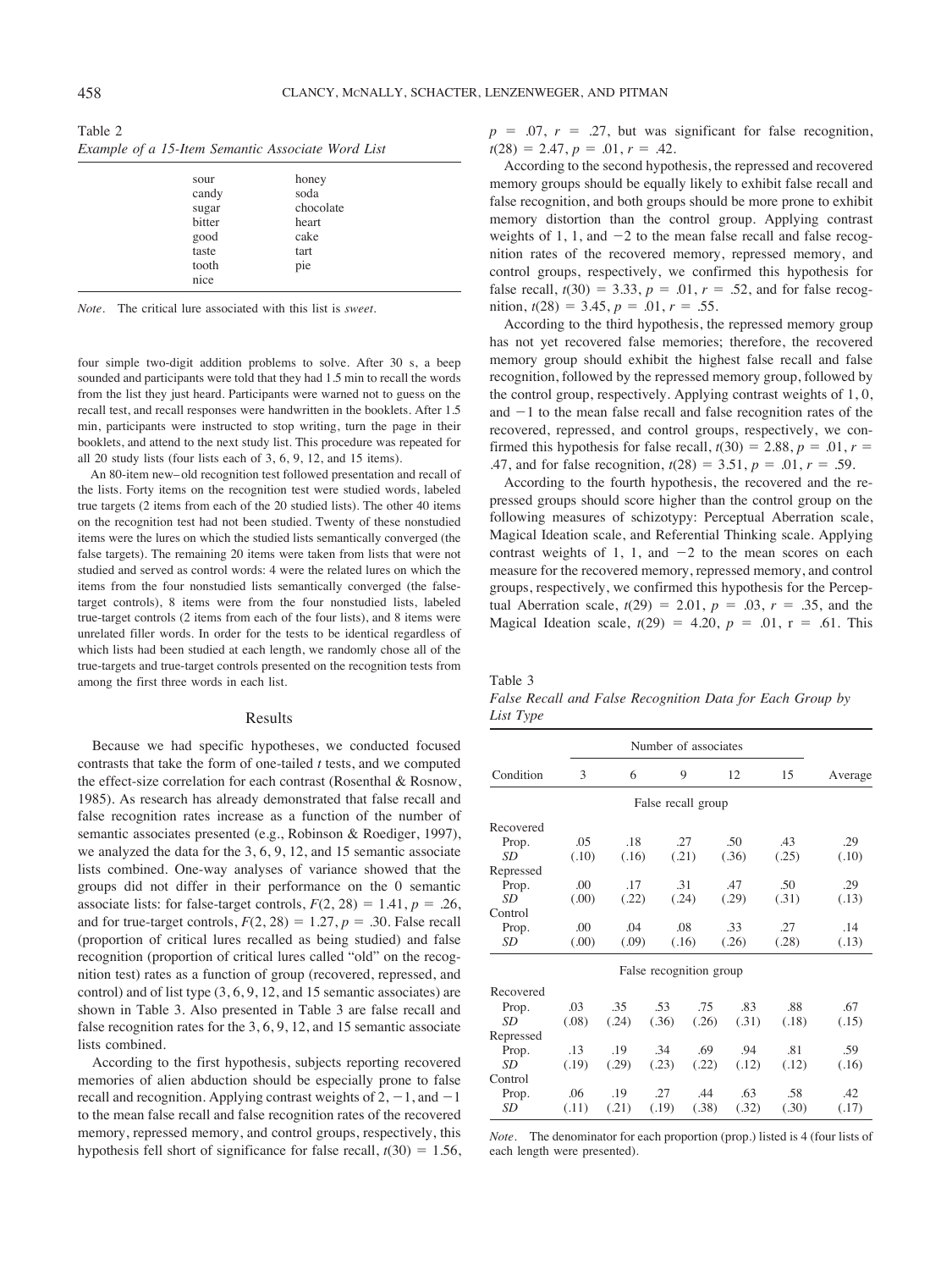Table 2

*Example of a 15-Item Semantic Associate Word List*

| | |
|---|---|
| sour | honey |
| candy | soda |
| sugar | chocolate |
| bitter | heart |
| good | cake |
| taste | tart |
| tooth | pie |
| nice | |

*Note*. The critical lure associated with this list is *sweet*.

four simple two-digit addition problems to solve. After 30 s, a beep sounded and participants were told that they had 1.5 min to recall the words from the list they just heard. Participants were warned not to guess on the recall test, and recall responses were handwritten in the booklets. After 1.5 min, participants were instructed to stop writing, turn the page in their booklets, and attend to the next study list. This procedure was repeated for all 20 study lists (four lists each of 3, 6, 9, 12, and 15 items).

An 80-item new–old recognition test followed presentation and recall of the lists. Forty items on the recognition test were studied words, labeled true targets (2 items from each of the 20 studied lists). The other 40 items on the recognition test had not been studied. Twenty of these nonstudied items were the lures on which the studied lists semantically converged (the false targets). The remaining 20 items were taken from lists that were not studied and served as control words: 4 were the related lures on which the items from the four nonstudied lists semantically converged (the false-target controls), 8 items were from the four nonstudied lists, labeled true-target controls (2 items from each of the four lists), and 8 items were unrelated filler words. In order for the tests to be identical regardless of which lists had been studied at each length, we randomly chose all of the true-targets and true-target controls presented on the recognition tests from among the first three words in each list.

## Results

Because we had specific hypotheses, we conducted focused contrasts that take the form of one-tailed $t$ tests, and we computed the effect-size correlation for each contrast (Rosenthal & Rosnow, 1985). As research has already demonstrated that false recall and false recognition rates increase as a function of the number of semantic associates presented (e.g., Robinson & Roediger, 1997), we analyzed the data for the 3, 6, 9, 12, and 15 semantic associate lists combined. One-way analyses of variance showed that the groups did not differ in their performance on the 0 semantic associate lists: for false-target controls, $F(2, 28) = 1.41$, $p = .26$, and for true-target controls, $F(2, 28) = 1.27$, $p = .30$. False recall (proportion of critical lures recalled as being studied) and false recognition (proportion of critical lures called "old" on the recognition test) rates as a function of group (recovered, repressed, and control) and of list type (3, 6, 9, 12, and 15 semantic associates) are shown in Table 3. Also presented in Table 3 are false recall and false recognition rates for the 3, 6, 9, 12, and 15 semantic associate lists combined.

According to the first hypothesis, subjects reporting recovered memories of alien abduction should be especially prone to false recall and recognition. Applying contrast weights of 2, −1, and −1 to the mean false recall and false recognition rates of the recovered memory, repressed memory, and control groups, respectively, this hypothesis fell short of significance for false recall, $t(30) = 1.56$, $p = .07$, $r = .27$, but was significant for false recognition, $t(28) = 2.47$, $p = .01$, $r = .42$.

According to the second hypothesis, the repressed and recovered memory groups should be equally likely to exhibit false recall and false recognition, and both groups should be more prone to exhibit memory distortion than the control group. Applying contrast weights of 1, 1, and −2 to the mean false recall and false recognition rates of the recovered memory, repressed memory, and control groups, respectively, we confirmed this hypothesis for false recall, $t(30) = 3.33$, $p = .01$, $r = .52$, and for false recognition, $t(28) = 3.45$, $p = .01$, $r = .55$.

According to the third hypothesis, the repressed memory group has not yet recovered false memories; therefore, the recovered memory group should exhibit the highest false recall and false recognition, followed by the repressed memory group, followed by the control group, respectively. Applying contrast weights of 1, 0, and −1 to the mean false recall and false recognition rates of the recovered, repressed, and control groups, respectively, we confirmed this hypothesis for false recall, $t(30) = 2.88$, $p = .01$, $r = .47$, and for false recognition, $t(28) = 3.51$, $p = .01$, $r = .59$.

According to the fourth hypothesis, the recovered and the repressed groups should score higher than the control group on the following measures of schizotypy: Perceptual Aberration scale, Magical Ideation scale, and Referential Thinking scale. Applying contrast weights of 1, 1, and −2 to the mean scores on each measure for the recovered memory, repressed memory, and control groups, respectively, we confirmed this hypothesis for the Perceptual Aberration scale, $t(29) = 2.01$, $p = .03$, $r = .35$, and the Magical Ideation scale, $t(29) = 4.20$, $p = .01$, $r = .61$. This

Table 3

*False Recall and False Recognition Data for Each Group by List Type*

| Condition | Number of associates | | | | | |
|---|---|---|---|---|---|---|
| | 3 | 6 | 9 | 12 | 15 | Average |
| **False recall group** | | | | | | |
| Recovered | | | | | | |
| Prop. | .05 | .18 | .27 | .50 | .43 | .29 |
| *SD* | (.10) | (.16) | (.21) | (.36) | (.25) | (.10) |
| Repressed | | | | | | |
| Prop. | .00 | .17 | .31 | .47 | .50 | .29 |
| *SD* | (.00) | (.22) | (.24) | (.29) | (.31) | (.13) |
| Control | | | | | | |
| Prop. | .00 | .04 | .08 | .33 | .27 | .14 |
| *SD* | (.00) | (.09) | (.16) | (.26) | (.28) | (.13) |
| **False recognition group** | | | | | | |
| Recovered | | | | | | |
| Prop. | .03 | .35 | .53 | .75 | .83 | .88 | .67 |
| *SD* | (.08) | (.24) | (.36) | (.26) | (.31) | (.18) | (.15) |
| Repressed | | | | | | |
| Prop. | .13 | .19 | .34 | .69 | .94 | .81 | .59 |
| *SD* | (.19) | (.29) | (.23) | (.22) | (.12) | (.12) | (.16) |
| Control | | | | | | |
| Prop. | .06 | .19 | .27 | .44 | .63 | .58 | .42 |
| *SD* | (.11) | (.21) | (.19) | (.38) | (.32) | (.30) | (.17) |

*Note*. The denominator for each proportion (prop.) listed is 4 (four lists of each length were presented).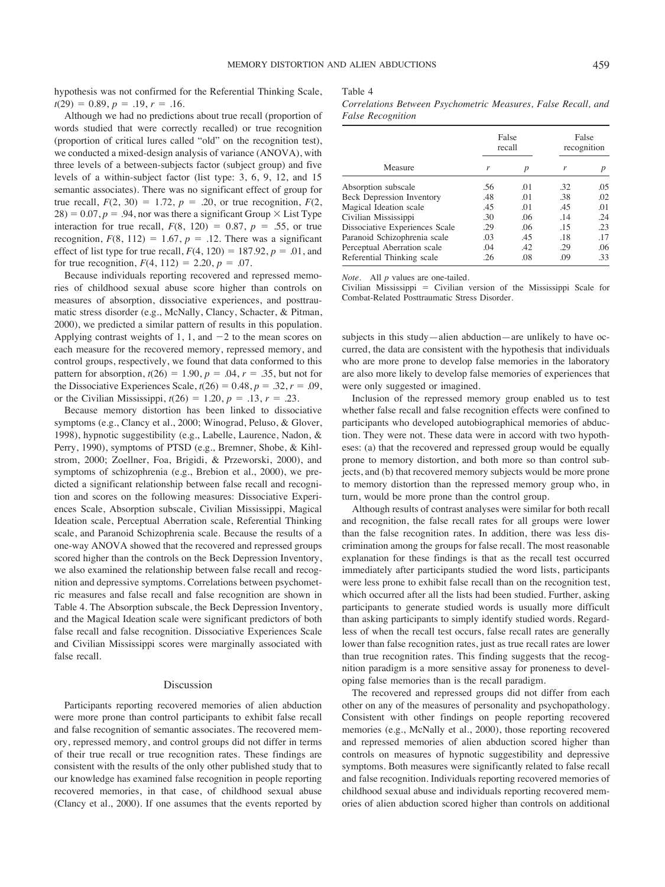hypothesis was not confirmed for the Referential Thinking Scale, $t(29) = 0.89$, $p = .19$, $r = .16$.

Although we had no predictions about true recall (proportion of words studied that were correctly recalled) or true recognition (proportion of critical lures called "old" on the recognition test), we conducted a mixed-design analysis of variance (ANOVA), with three levels of a between-subjects factor (subject group) and five levels of a within-subject factor (list type: 3, 6, 9, 12, and 15 semantic associates). There was no significant effect of group for true recall, $F(2, 30) = 1.72$, $p = .20$, or true recognition, $F(2, 28) = 0.07$, $p = .94$, nor was there a significant Group × List Type interaction for true recall, $F(8, 120) = 0.87$, $p = .55$, or true recognition, $F(8, 112) = 1.67$, $p = .12$. There was a significant effect of list type for true recall, $F(4, 120) = 187.92$, $p = .01$, and for true recognition, $F(4, 112) = 2.20$, $p = .07$.

Because individuals reporting recovered and repressed memories of childhood sexual abuse score higher than controls on measures of absorption, dissociative experiences, and posttraumatic stress disorder (e.g., McNally, Clancy, Schacter, & Pitman, 2000), we predicted a similar pattern of results in this population. Applying contrast weights of 1, 1, and −2 to the mean scores on each measure for the recovered memory, repressed memory, and control groups, respectively, we found that data conformed to this pattern for absorption, $t(26) = 1.90$, $p = .04$, $r = .35$, but not for the Dissociative Experiences Scale, $t(26) = 0.48$, $p = .32$, $r = .09$, or the Civilian Mississippi, $t(26) = 1.20$, $p = .13$, $r = .23$.

Because memory distortion has been linked to dissociative symptoms (e.g., Clancy et al., 2000; Winograd, Peluso, & Glover, 1998), hypnotic suggestibility (e.g., Labelle, Laurence, Nadon, & Perry, 1990), symptoms of PTSD (e.g., Bremner, Shobe, & Kihlstrom, 2000; Zoellner, Foa, Brigidi, & Przeworski, 2000), and symptoms of schizophrenia (e.g., Brebion et al., 2000), we predicted a significant relationship between false recall and recognition and scores on the following measures: Dissociative Experiences Scale, Absorption subscale, Civilian Mississippi, Magical Ideation scale, Perceptual Aberration scale, Referential Thinking scale, and Paranoid Schizophrenia scale. Because the results of a one-way ANOVA showed that the recovered and repressed groups scored higher than the controls on the Beck Depression Inventory, we also examined the relationship between false recall and recognition and depressive symptoms. Correlations between psychometric measures and false recall and false recognition are shown in Table 4. The Absorption subscale, the Beck Depression Inventory, and the Magical Ideation scale were significant predictors of both false recall and false recognition. Dissociative Experiences Scale and Civilian Mississippi scores were marginally associated with false recall.

Table 4
*Correlations Between Psychometric Measures, False Recall, and False Recognition*

| Measure | False recall | | False recognition | |
|---|---|---|---|---|
| | *r* | *p* | *r* | *p* |
| Absorption subscale | .56 | .01 | .32 | .05 |
| Beck Depression Inventory | .48 | .01 | .38 | .02 |
| Magical Ideation scale | .45 | .01 | .45 | .01 |
| Civilian Mississippi | .30 | .06 | .14 | .24 |
| Dissociative Experiences Scale | .29 | .06 | .15 | .23 |
| Paranoid Schizophrenia scale | .03 | .45 | .18 | .17 |
| Perceptual Aberration scale | .04 | .42 | .29 | .06 |
| Referential Thinking scale | .26 | .08 | .09 | .33 |

*Note*. All *p* values are one-tailed.
Civilian Mississippi = Civilian version of the Mississippi Scale for Combat-Related Posttraumatic Stress Disorder.

## Discussion

Participants reporting recovered memories of alien abduction were more prone than control participants to exhibit false recall and false recognition of semantic associates. The recovered memory, repressed memory, and control groups did not differ in terms of their true recall or true recognition rates. These findings are consistent with the results of the only other published study that to our knowledge has examined false recognition in people reporting recovered memories, in that case, of childhood sexual abuse (Clancy et al., 2000). If one assumes that the events reported by subjects in this study—alien abduction—are unlikely to have occurred, the data are consistent with the hypothesis that individuals who are more prone to develop false memories in the laboratory are also more likely to develop false memories of experiences that were only suggested or imagined.

Inclusion of the repressed memory group enabled us to test whether false recall and false recognition effects were confined to participants who developed autobiographical memories of abduction. They were not. These data were in accord with two hypotheses: (a) that the recovered and repressed group would be equally prone to memory distortion, and both more so than control subjects, and (b) that recovered memory subjects would be more prone to memory distortion than the repressed memory group who, in turn, would be more prone than the control group.

Although results of contrast analyses were similar for both recall and recognition, the false recall rates for all groups were lower than the false recognition rates. In addition, there was less discrimination among the groups for false recall. The most reasonable explanation for these findings is that as the recall test occurred immediately after participants studied the word lists, participants were less prone to exhibit false recall than on the recognition test, which occurred after all the lists had been studied. Further, asking participants to generate studied words is usually more difficult than asking participants to simply identify studied words. Regardless of when the recall test occurs, false recall rates are generally lower than false recognition rates, just as true recall rates are lower than true recognition rates. This finding suggests that the recognition paradigm is a more sensitive assay for proneness to developing false memories than is the recall paradigm.

The recovered and repressed groups did not differ from each other on any of the measures of personality and psychopathology. Consistent with other findings on people reporting recovered memories (e.g., McNally et al., 2000), those reporting recovered and repressed memories of alien abduction scored higher than controls on measures of hypnotic suggestibility and depressive symptoms. Both measures were significantly related to false recall and false recognition. Individuals reporting recovered memories of childhood sexual abuse and individuals reporting recovered memories of alien abduction scored higher than controls on additional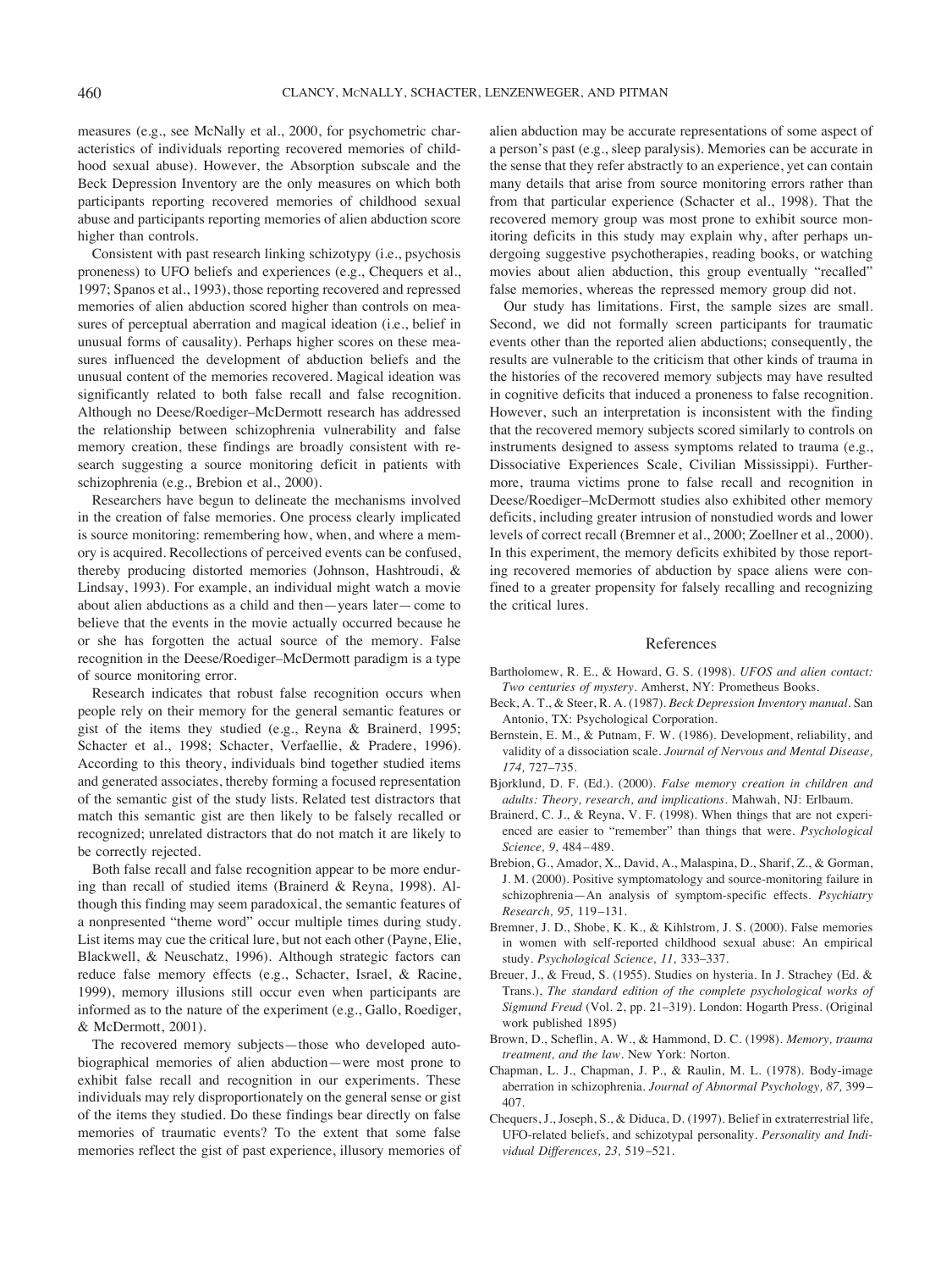measures (e.g., see McNally et al., 2000, for psychometric characteristics of individuals reporting recovered memories of childhood sexual abuse). However, the Absorption subscale and the Beck Depression Inventory are the only measures on which both participants reporting recovered memories of childhood sexual abuse and participants reporting memories of alien abduction score higher than controls.

Consistent with past research linking schizotypy (i.e., psychosis proneness) to UFO beliefs and experiences (e.g., Chequers et al., 1997; Spanos et al., 1993), those reporting recovered and repressed memories of alien abduction scored higher than controls on measures of perceptual aberration and magical ideation (i.e., belief in unusual forms of causality). Perhaps higher scores on these measures influenced the development of abduction beliefs and the unusual content of the memories recovered. Magical ideation was significantly related to both false recall and false recognition. Although no Deese/Roediger–McDermott research has addressed the relationship between schizophrenia vulnerability and false memory creation, these findings are broadly consistent with research suggesting a source monitoring deficit in patients with schizophrenia (e.g., Brebion et al., 2000).

Researchers have begun to delineate the mechanisms involved in the creation of false memories. One process clearly implicated is source monitoring: remembering how, when, and where a memory is acquired. Recollections of perceived events can be confused, thereby producing distorted memories (Johnson, Hashtroudi, & Lindsay, 1993). For example, an individual might watch a movie about alien abductions as a child and then—years later—come to believe that the events in the movie actually occurred because he or she has forgotten the actual source of the memory. False recognition in the Deese/Roediger–McDermott paradigm is a type of source monitoring error.

Research indicates that robust false recognition occurs when people rely on their memory for the general semantic features or gist of the items they studied (e.g., Reyna & Brainerd, 1995; Schacter et al., 1998; Schacter, Verfaellie, & Pradere, 1996). According to this theory, individuals bind together studied items and generated associates, thereby forming a focused representation of the semantic gist of the study lists. Related test distractors that match this semantic gist are then likely to be falsely recalled or recognized; unrelated distractors that do not match it are likely to be correctly rejected.

Both false recall and false recognition appear to be more enduring than recall of studied items (Brainerd & Reyna, 1998). Although this finding may seem paradoxical, the semantic features of a nonpresented "theme word" occur multiple times during study. List items may cue the critical lure, but not each other (Payne, Elie, Blackwell, & Neuschatz, 1996). Although strategic factors can reduce false memory effects (e.g., Schacter, Israel, & Racine, 1999), memory illusions still occur even when participants are informed as to the nature of the experiment (e.g., Gallo, Roediger, & McDermott, 2001).

The recovered memory subjects—those who developed autobiographical memories of alien abduction—were most prone to exhibit false recall and recognition in our experiments. These individuals may rely disproportionately on the general sense or gist of the items they studied. Do these findings bear directly on false memories of traumatic events? To the extent that some false memories reflect the gist of past experience, illusory memories of alien abduction may be accurate representations of some aspect of a person's past (e.g., sleep paralysis). Memories can be accurate in the sense that they refer abstractly to an experience, yet can contain many details that arise from source monitoring errors rather than from that particular experience (Schacter et al., 1998). That the recovered memory group was most prone to exhibit source monitoring deficits in this study may explain why, after perhaps undergoing suggestive psychotherapies, reading books, or watching movies about alien abduction, this group eventually "recalled" false memories, whereas the repressed memory group did not.

Our study has limitations. First, the sample sizes are small. Second, we did not formally screen participants for traumatic events other than the reported alien abductions; consequently, the results are vulnerable to the criticism that other kinds of trauma in the histories of the recovered memory subjects may have resulted in cognitive deficits that induced a proneness to false recognition. However, such an interpretation is inconsistent with the finding that the recovered memory subjects scored similarly to controls on instruments designed to assess symptoms related to trauma (e.g., Dissociative Experiences Scale, Civilian Mississippi). Furthermore, trauma victims prone to false recall and recognition in Deese/Roediger–McDermott studies also exhibited other memory deficits, including greater intrusion of nonstudied words and lower levels of correct recall (Bremner et al., 2000; Zoellner et al., 2000). In this experiment, the memory deficits exhibited by those reporting recovered memories of abduction by space aliens were confined to a greater propensity for falsely recalling and recognizing the critical lures.

## References

Bartholomew, R. E., & Howard, G. S. (1998). *UFOS and alien contact: Two centuries of mystery*. Amherst, NY: Prometheus Books.

Beck, A. T., & Steer, R. A. (1987). *Beck Depression Inventory manual*. San Antonio, TX: Psychological Corporation.

Bernstein, E. M., & Putnam, F. W. (1986). Development, reliability, and validity of a dissociation scale. *Journal of Nervous and Mental Disease, 174,* 727–735.

Bjorklund, D. F. (Ed.). (2000). *False memory creation in children and adults: Theory, research, and implications*. Mahwah, NJ: Erlbaum.

Brainerd, C. J., & Reyna, V. F. (1998). When things that are not experienced are easier to "remember" than things that were. *Psychological Science, 9,* 484–489.

Brebion, G., Amador, X., David, A., Malaspina, D., Sharif, Z., & Gorman, J. M. (2000). Positive symptomatology and source-monitoring failure in schizophrenia—An analysis of symptom-specific effects. *Psychiatry Research, 95,* 119–131.

Bremner, J. D., Shobe, K. K., & Kihlstrom, J. S. (2000). False memories in women with self-reported childhood sexual abuse: An empirical study. *Psychological Science, 11,* 333–337.

Breuer, J., & Freud, S. (1955). Studies on hysteria. In J. Strachey (Ed. & Trans.), *The standard edition of the complete psychological works of Sigmund Freud* (Vol. 2, pp. 21–319). London: Hogarth Press. (Original work published 1895)

Brown, D., Scheflin, A. W., & Hammond, D. C. (1998). *Memory, trauma treatment, and the law*. New York: Norton.

Chapman, L. J., Chapman, J. P., & Raulin, M. L. (1978). Body-image aberration in schizophrenia. *Journal of Abnormal Psychology, 87,* 399–407.

Chequers, J., Joseph, S., & Diduca, D. (1997). Belief in extraterrestrial life, UFO-related beliefs, and schizotypal personality. *Personality and Individual Differences, 23,* 519–521.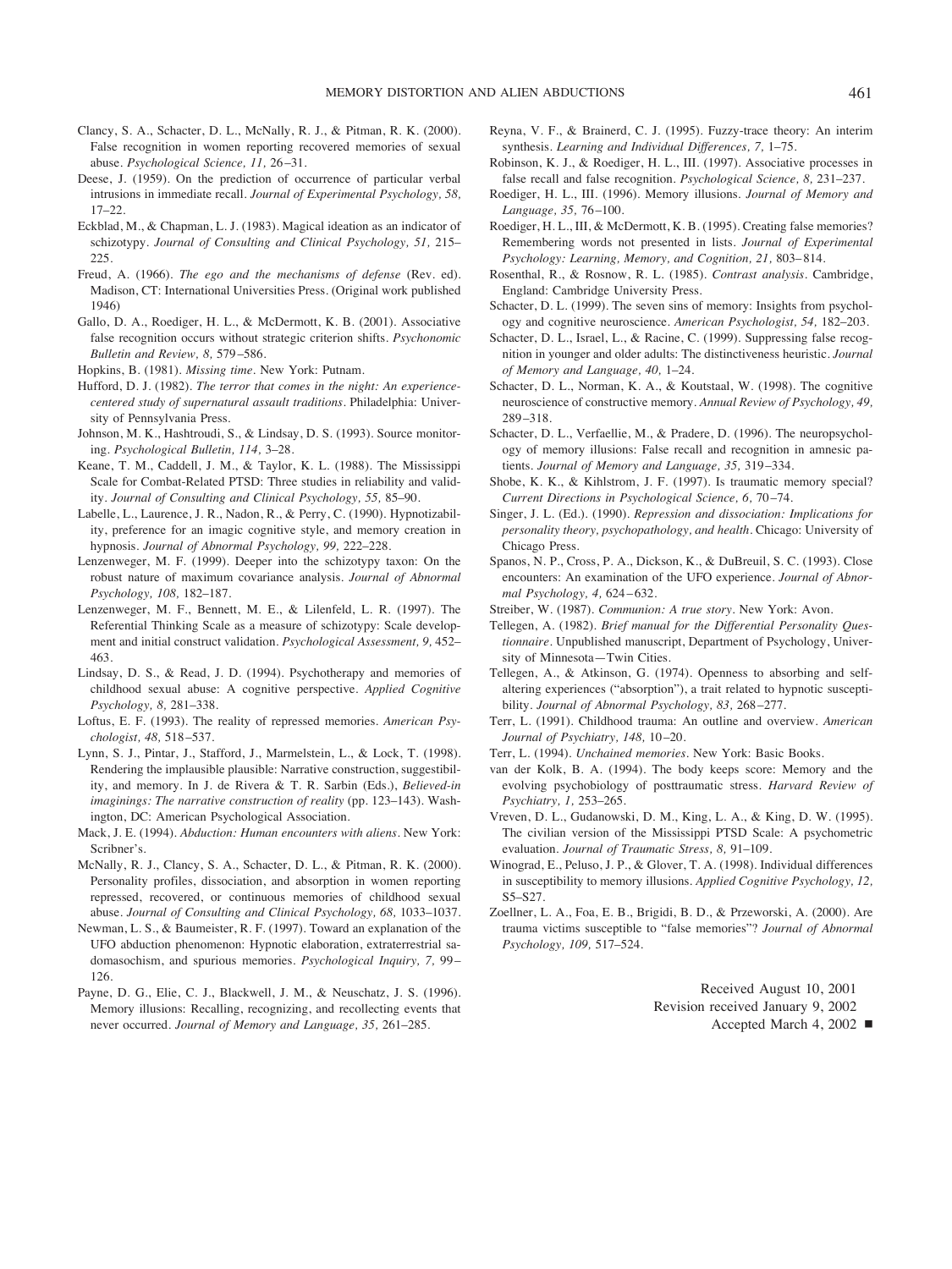Clancy, S. A., Schacter, D. L., McNally, R. J., & Pitman, R. K. (2000). False recognition in women reporting recovered memories of sexual abuse. *Psychological Science, 11,* 26–31.

Deese, J. (1959). On the prediction of occurrence of particular verbal intrusions in immediate recall. *Journal of Experimental Psychology, 58,* 17–22.

Eckblad, M., & Chapman, L. J. (1983). Magical ideation as an indicator of schizotypy. *Journal of Consulting and Clinical Psychology, 51,* 215–225.

Freud, A. (1966). *The ego and the mechanisms of defense* (Rev. ed). Madison, CT: International Universities Press. (Original work published 1946)

Gallo, D. A., Roediger, H. L., & McDermott, K. B. (2001). Associative false recognition occurs without strategic criterion shifts. *Psychonomic Bulletin and Review, 8,* 579–586.

Hopkins, B. (1981). *Missing time.* New York: Putnam.

Hufford, D. J. (1982). *The terror that comes in the night: An experience-centered study of supernatural assault traditions.* Philadelphia: University of Pennsylvania Press.

Johnson, M. K., Hashtroudi, S., & Lindsay, D. S. (1993). Source monitoring. *Psychological Bulletin, 114,* 3–28.

Keane, T. M., Caddell, J. M., & Taylor, K. L. (1988). The Mississippi Scale for Combat-Related PTSD: Three studies in reliability and validity. *Journal of Consulting and Clinical Psychology, 55,* 85–90.

Labelle, L., Laurence, J. R., Nadon, R., & Perry, C. (1990). Hypnotizability, preference for an imagic cognitive style, and memory creation in hypnosis. *Journal of Abnormal Psychology, 99,* 222–228.

Lenzenweger, M. F. (1999). Deeper into the schizotypy taxon: On the robust nature of maximum covariance analysis. *Journal of Abnormal Psychology, 108,* 182–187.

Lenzenweger, M. F., Bennett, M. E., & Lilenfeld, L. R. (1997). The Referential Thinking Scale as a measure of schizotypy: Scale development and initial construct validation. *Psychological Assessment, 9,* 452–463.

Lindsay, D. S., & Read, J. D. (1994). Psychotherapy and memories of childhood sexual abuse: A cognitive perspective. *Applied Cognitive Psychology, 8,* 281–338.

Loftus, E. F. (1993). The reality of repressed memories. *American Psychologist, 48,* 518–537.

Lynn, S. J., Pintar, J., Stafford, J., Marmelstein, L., & Lock, T. (1998). Rendering the implausible plausible: Narrative construction, suggestibility, and memory. In J. de Rivera & T. R. Sarbin (Eds.), *Believed-in imaginings: The narrative construction of reality* (pp. 123–143). Washington, DC: American Psychological Association.

Mack, J. E. (1994). *Abduction: Human encounters with aliens.* New York: Scribner's.

McNally, R. J., Clancy, S. A., Schacter, D. L., & Pitman, R. K. (2000). Personality profiles, dissociation, and absorption in women reporting repressed, recovered, or continuous memories of childhood sexual abuse. *Journal of Consulting and Clinical Psychology, 68,* 1033–1037.

Newman, L. S., & Baumeister, R. F. (1997). Toward an explanation of the UFO abduction phenomenon: Hypnotic elaboration, extraterrestrial sadomasochism, and spurious memories. *Psychological Inquiry, 7,* 99–126.

Payne, D. G., Elie, C. J., Blackwell, J. M., & Neuschatz, J. S. (1996). Memory illusions: Recalling, recognizing, and recollecting events that never occurred. *Journal of Memory and Language, 35,* 261–285.

Reyna, V. F., & Brainerd, C. J. (1995). Fuzzy-trace theory: An interim synthesis. *Learning and Individual Differences, 7,* 1–75.

Robinson, K. J., & Roediger, H. L., III. (1997). Associative processes in false recall and false recognition. *Psychological Science, 8,* 231–237.

Roediger, H. L., III. (1996). Memory illusions. *Journal of Memory and Language, 35,* 76–100.

Roediger, H. L., III, & McDermott, K. B. (1995). Creating false memories? Remembering words not presented in lists. *Journal of Experimental Psychology: Learning, Memory, and Cognition, 21,* 803–814.

Rosenthal, R., & Rosnow, R. L. (1985). *Contrast analysis.* Cambridge, England: Cambridge University Press.

Schacter, D. L. (1999). The seven sins of memory: Insights from psychology and cognitive neuroscience. *American Psychologist, 54,* 182–203.

Schacter, D. L., Israel, L., & Racine, C. (1999). Suppressing false recognition in younger and older adults: The distinctiveness heuristic. *Journal of Memory and Language, 40,* 1–24.

Schacter, D. L., Norman, K. A., & Koutstaal, W. (1998). The cognitive neuroscience of constructive memory. *Annual Review of Psychology, 49,* 289–318.

Schacter, D. L., Verfaellie, M., & Pradere, D. (1996). The neuropsychology of memory illusions: False recall and recognition in amnesic patients. *Journal of Memory and Language, 35,* 319–334.

Shobe, K. K., & Kihlstrom, J. F. (1997). Is traumatic memory special? *Current Directions in Psychological Science, 6,* 70–74.

Singer, J. L. (Ed.). (1990). *Repression and dissociation: Implications for personality theory, psychopathology, and health.* Chicago: University of Chicago Press.

Spanos, N. P., Cross, P. A., Dickson, K., & DuBreuil, S. C. (1993). Close encounters: An examination of the UFO experience. *Journal of Abnormal Psychology, 4,* 624–632.

Streiber, W. (1987). *Communion: A true story.* New York: Avon.

Tellegen, A. (1982). *Brief manual for the Differential Personality Questionnaire.* Unpublished manuscript, Department of Psychology, University of Minnesota—Twin Cities.

Tellegen, A., & Atkinson, G. (1974). Openness to absorbing and self-altering experiences ("absorption"), a trait related to hypnotic susceptibility. *Journal of Abnormal Psychology, 83,* 268–277.

Terr, L. (1991). Childhood trauma: An outline and overview. *American Journal of Psychiatry, 148,* 10–20.

Terr, L. (1994). *Unchained memories.* New York: Basic Books.

van der Kolk, B. A. (1994). The body keeps score: Memory and the evolving psychobiology of posttraumatic stress. *Harvard Review of Psychiatry, 1,* 253–265.

Vreven, D. L., Gudanowski, D. M., King, L. A., & King, D. W. (1995). The civilian version of the Mississippi PTSD Scale: A psychometric evaluation. *Journal of Traumatic Stress, 8,* 91–109.

Winograd, E., Peluso, J. P., & Glover, T. A. (1998). Individual differences in susceptibility to memory illusions. *Applied Cognitive Psychology, 12,* S5–S27.

Zoellner, L. A., Foa, E. B., Brigidi, B. D., & Przeworski, A. (2000). Are trauma victims susceptible to "false memories"? *Journal of Abnormal Psychology, 109,* 517–524.

Received August 10, 2001
Revision received January 9, 2002
Accepted March 4, 2002 ■